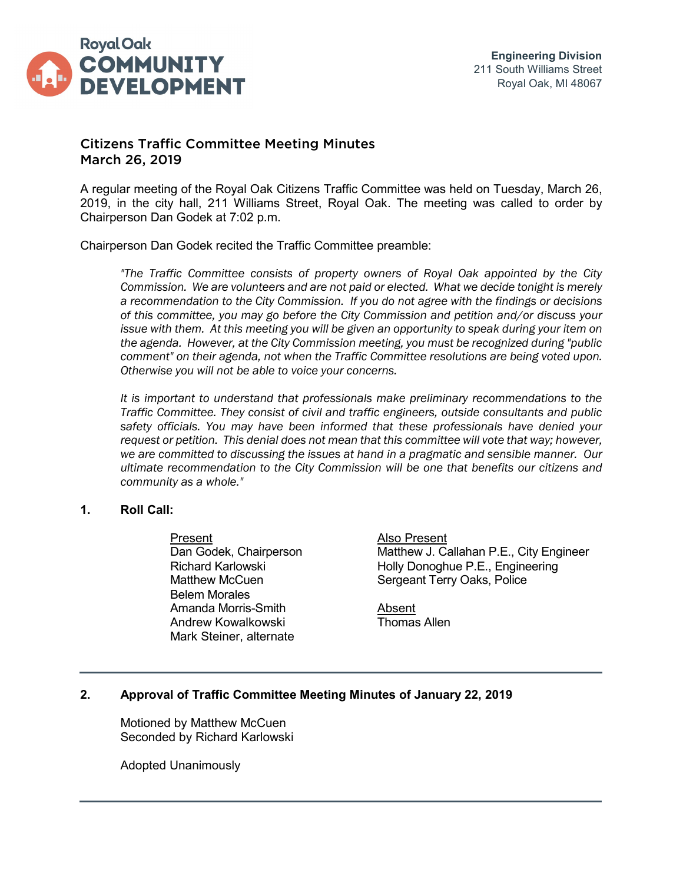Royal Oak
# COMMUNITY DEVELOPMENT

**Engineering Division**
211 South Williams Street
Royal Oak, MI 48067

## Citizens Traffic Committee Meeting Minutes
## March 26, 2019

A regular meeting of the Royal Oak Citizens Traffic Committee was held on Tuesday, March 26, 2019, in the city hall, 211 Williams Street, Royal Oak. The meeting was called to order by Chairperson Dan Godek at 7:02 p.m.

Chairperson Dan Godek recited the Traffic Committee preamble:

> *"The Traffic Committee consists of property owners of Royal Oak appointed by the City Commission. We are volunteers and are not paid or elected. What we decide tonight is merely a recommendation to the City Commission. If you do not agree with the findings or decisions of this committee, you may go before the City Commission and petition and/or discuss your issue with them. At this meeting you will be given an opportunity to speak during your item on the agenda. However, at the City Commission meeting, you must be recognized during "public comment" on their agenda, not when the Traffic Committee resolutions are being voted upon. Otherwise you will not be able to voice your concerns.*
>
> *It is important to understand that professionals make preliminary recommendations to the Traffic Committee. They consist of civil and traffic engineers, outside consultants and public safety officials. You may have been informed that these professionals have denied your request or petition. This denial does not mean that this committee will vote that way; however, we are committed to discussing the issues at hand in a pragmatic and sensible manner. Our ultimate recommendation to the City Commission will be one that benefits our citizens and community as a whole."*

**1. Roll Call:**

Present
Dan Godek, Chairperson
Richard Karlowski
Matthew McCuen
Belem Morales
Amanda Morris-Smith
Andrew Kowalkowski
Mark Steiner, alternate

Also Present
Matthew J. Callahan P.E., City Engineer
Holly Donoghue P.E., Engineering
Sergeant Terry Oaks, Police

Absent
Thomas Allen

---

**2. Approval of Traffic Committee Meeting Minutes of January 22, 2019**

Motioned by Matthew McCuen
Seconded by Richard Karlowski

Adopted Unanimously

---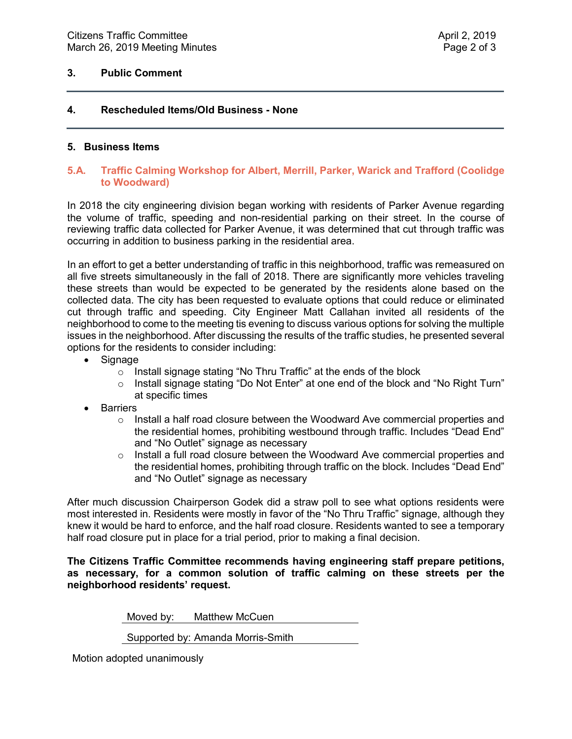## 3. Public Comment

---

## 4. Rescheduled Items/Old Business - None

---

## 5. Business Items

### 5.A. Traffic Calming Workshop for Albert, Merrill, Parker, Warick and Trafford (Coolidge to Woodward)

In 2018 the city engineering division began working with residents of Parker Avenue regarding the volume of traffic, speeding and non-residential parking on their street. In the course of reviewing traffic data collected for Parker Avenue, it was determined that cut through traffic was occurring in addition to business parking in the residential area.

In an effort to get a better understanding of traffic in this neighborhood, traffic was remeasured on all five streets simultaneously in the fall of 2018. There are significantly more vehicles traveling these streets than would be expected to be generated by the residents alone based on the collected data. The city has been requested to evaluate options that could reduce or eliminated cut through traffic and speeding. City Engineer Matt Callahan invited all residents of the neighborhood to come to the meeting tis evening to discuss various options for solving the multiple issues in the neighborhood. After discussing the results of the traffic studies, he presented several options for the residents to consider including:

- Signage
  - Install signage stating "No Thru Traffic" at the ends of the block
  - Install signage stating "Do Not Enter" at one end of the block and "No Right Turn" at specific times
- Barriers
  - Install a half road closure between the Woodward Ave commercial properties and the residential homes, prohibiting westbound through traffic. Includes "Dead End" and "No Outlet" signage as necessary
  - Install a full road closure between the Woodward Ave commercial properties and the residential homes, prohibiting through traffic on the block. Includes "Dead End" and "No Outlet" signage as necessary

After much discussion Chairperson Godek did a straw poll to see what options residents were most interested in. Residents were mostly in favor of the "No Thru Traffic" signage, although they knew it would be hard to enforce, and the half road closure. Residents wanted to see a temporary half road closure put in place for a trial period, prior to making a final decision.

**The Citizens Traffic Committee recommends having engineering staff prepare petitions, as necessary, for a common solution of traffic calming on these streets per the neighborhood residents' request.**

Moved by: Matthew McCuen

Supported by: Amanda Morris-Smith

Motion adopted unanimously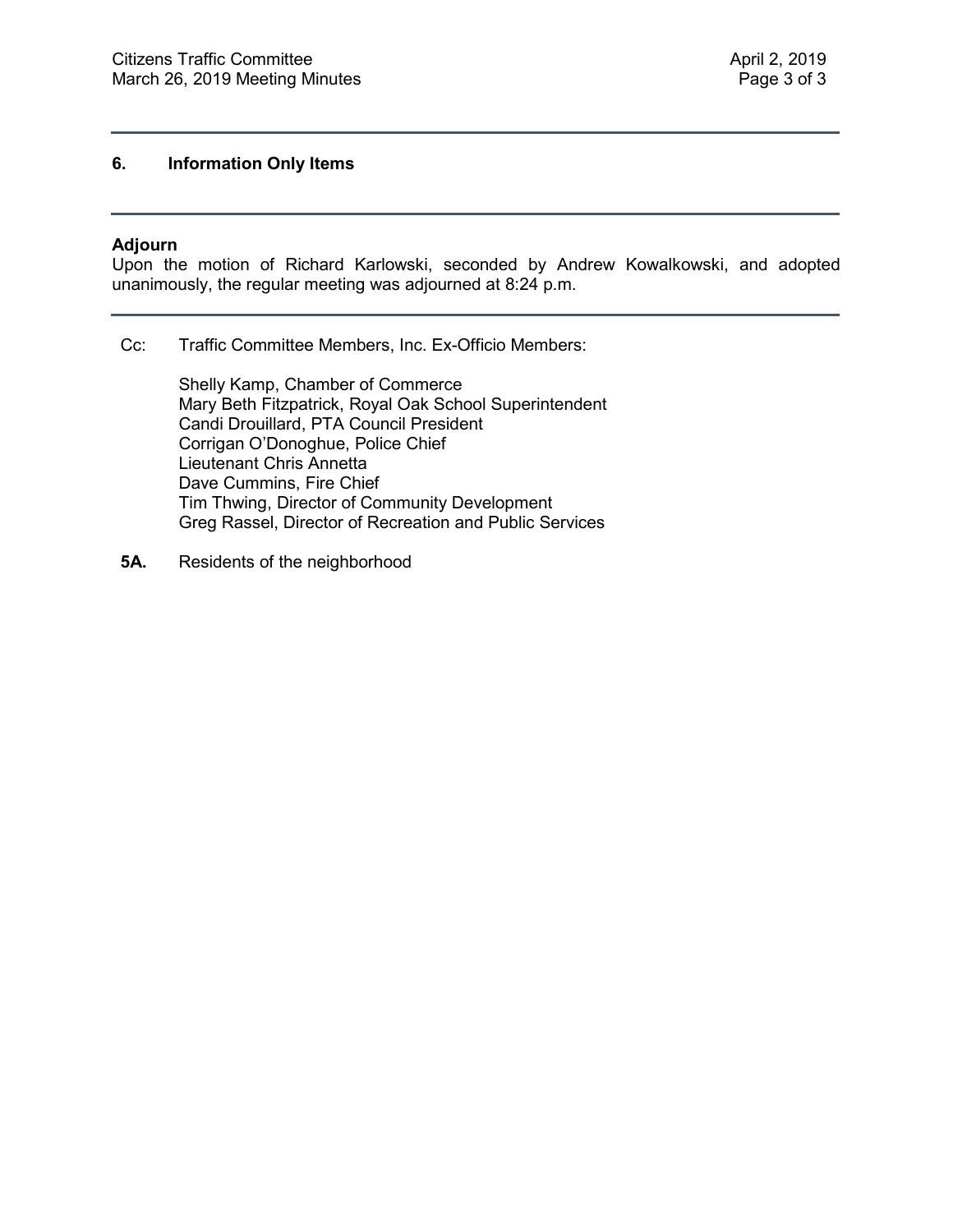## 6. Information Only Items

---

## Adjourn

Upon the motion of Richard Karlowski, seconded by Andrew Kowalkowski, and adopted unanimously, the regular meeting was adjourned at 8:24 p.m.

---

Cc: Traffic Committee Members, Inc. Ex-Officio Members:

Shelly Kamp, Chamber of Commerce
Mary Beth Fitzpatrick, Royal Oak School Superintendent
Candi Drouillard, PTA Council President
Corrigan O'Donoghue, Police Chief
Lieutenant Chris Annetta
Dave Cummins, Fire Chief
Tim Thwing, Director of Community Development
Greg Rassel, Director of Recreation and Public Services

**5A.** Residents of the neighborhood